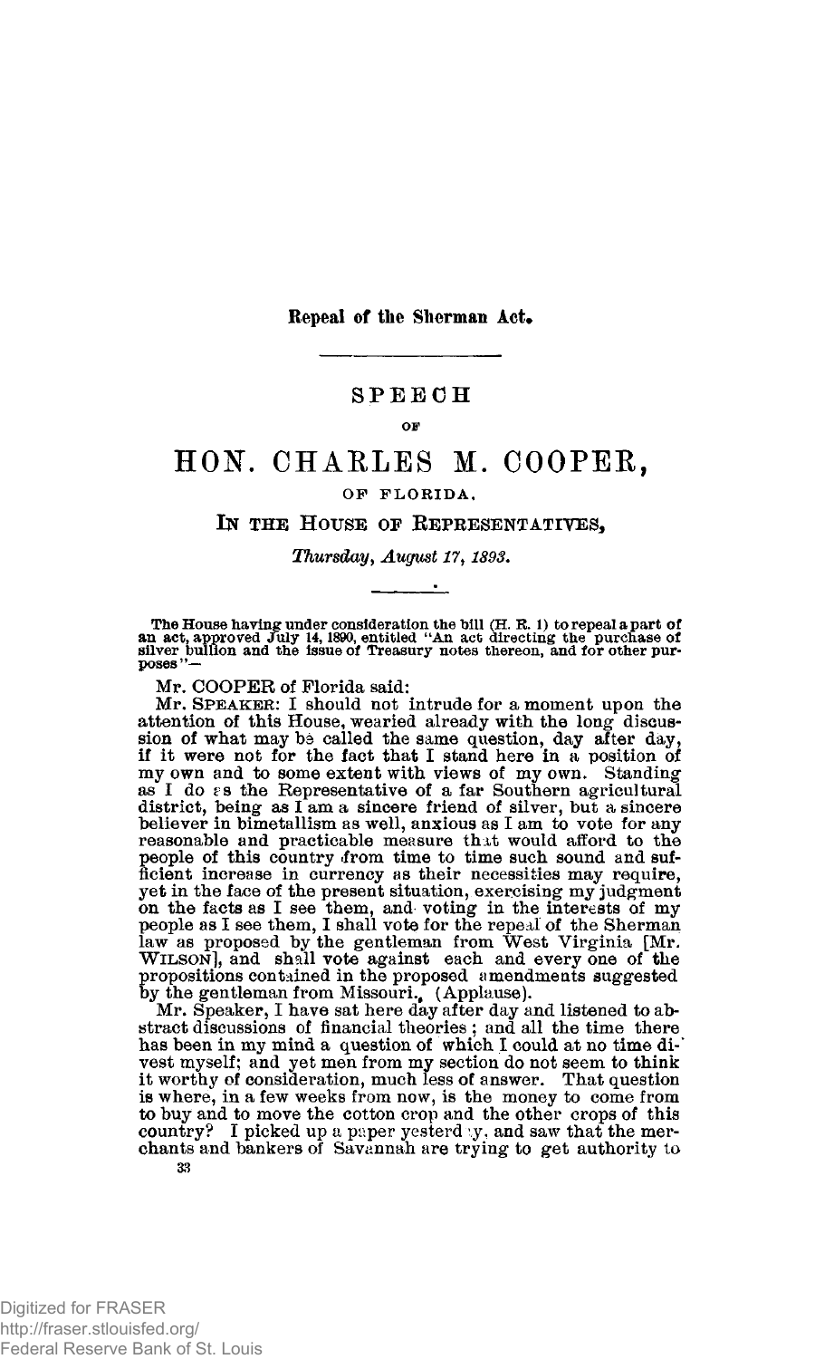**Repeal of the Sherman Act.**

# SPEECH

OF

# HON. CHARLES M. COOPER,

## OF FLORIDA,

## IN THE HOUSE OF REPRESENTATIVES,

*Thursday, August 17, 1893.*

The House having under consideration the bill (H. R. 1) to repeal a part of an act, approved July 14, 1890, entitled "An act directing the purchase of silver bullion and the issue of Treasury notes thereon, and for other purposes"—

Mr. COOPER of Florida said:

Mr. SPEAKER: I should not intrude for a moment upon the attention of this House, wearied already with the long discussion of what may be called the same question, day after day, if it were not for the fact that I stand here in a position of my own and to some extent with views of my own. Standing as I do as the Representative of a far Southern agricultural district, being as I am a sincere friend of silver, but a sincere believer in bimetallism as well, anxious as I am to vote for any reasonable and practicable measure that would afford to the people of this country from time to time such sound and sufficient increase in currency as their necessities may require, yet in the face of the present situation, exercising my judgment on the facts as I see them, and voting in the interests of my people as I see them, I shall vote for the repeal of the Sherman law as proposed by the gentleman from West Virginia [Mr. WILSON], and shall vote against each and every one of the propositions contained in the proposed amendments suggested by the gentleman from Missouri. (Applause).

Mr. Speaker, I have sat here day after day and listened to abstract discussions of financial theories; and all the time there has been in my mind a question of which I could at no time divest myself; and yet men from my section do not seem to think it worthy of consideration, much less of answer. That question is where, in a few weeks from now, is the money to come from to buy and to move the cotton crop and the other crops of this country? I picked up a paper yesterday, and saw that the merchants and bankers of Savannah are trying to get authority to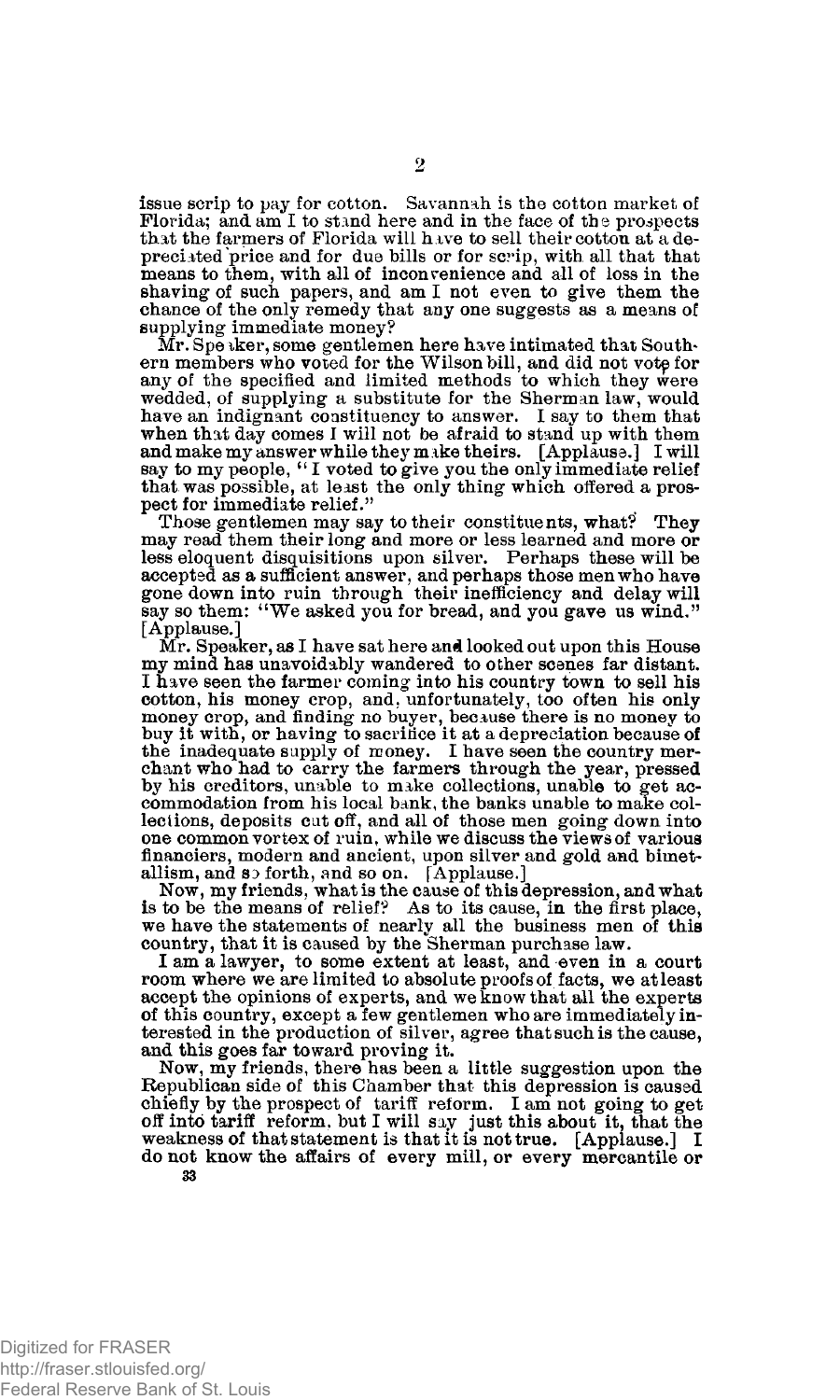issue scrip to pay for cotton. Savannah is the cotton market of Florida; and am I to stand here and in the face of the prospects that the farmers of Florida will have to sell their cotton at a depreciated price and for due bills or for scrip, with all that that means to them, with all of inconvenience and all of loss in the shaving of such papers, and am I not even to give them the chance of the only remedy that any one suggests as a means of supplying immediate money?

Mr. Speaker, some gentlemen here have intimated that Southern members who voted for the Wilson bill, and did not vote for any of the specified and limited methods to which they were wedded, of supplying a substitute for the Sherman law, would have an indignant constituency to answer. I say to them that when that day comes I will not be afraid to stand up with them and make my answer while they make theirs. [Applause.] I will say to my people, "I voted to give you the only immediate relief that was possible, at least the only thing which offered a prospect for immediate relief."

Those gentlemen may say to their constituents, what? They may read them their long and more or less learned and more or less eloquent disquisitions upon silver. Perhaps these will be accepted as a sufficient answer, and perhaps those men who have gone down into ruin through their inefficiency and delay will say so them: "We asked you for bread, and you gave us wind." [Applause.]

Mr. Speaker, as I have sat here and looked out upon this House my mind has unavoidably wandered to other scenes far distant. I have seen the farmer coming into his country town to sell his cotton, his money crop, and, unfortunately, too often his only money crop, and finding no buyer, because there is no money to buy it with, or having to sacrifice it at a depreciation because of the inadequate supply of money. I have seen the country merchant who had to carry the farmers through the year, pressed by his creditors, unable to make collections, unable to get accommodation from his local bank, the banks unable to make collections, deposits cut off, and all of those men going down into one common vortex of ruin, while we discuss the views of various financiers, modern and ancient, upon silver and gold and bimetallism, and so forth, and so on. [Applause.]

Now, my friends, what is the cause of this depression, and what is to be the means of relief? As to its cause, in the first place, we have the statements of nearly all the business men of this country, that it is caused by the Sherman purchase law.

I am a lawyer, to some extent at least, and even in a court room where we are limited to absolute proofs of facts, we at least accept the opinions of experts, and we know that all the experts of this country, except a few gentlemen who are immediately interested in the production of silver, agree that such is the cause, and this goes far toward proving it.

Now, my friends, there has been a little suggestion upon the Republican side of this Chamber that this depression is caused chiefly by the prospect of tariff reform. I am not going to get off into tariff reform, but I will say just this about it, that the weakness of that statement is that it is not true. [Applause.] I do not know the affairs of every mill, or every mercantile or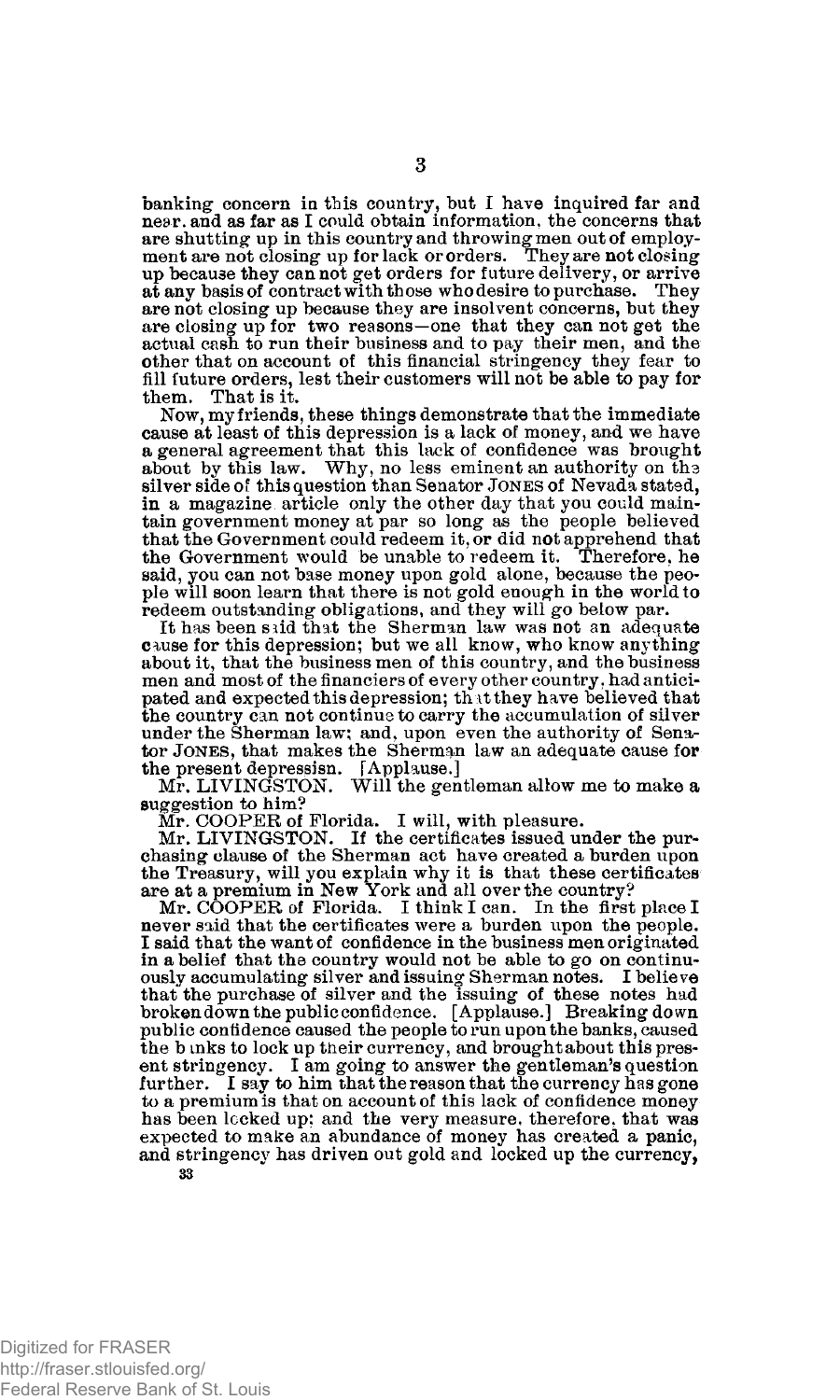banking concern in this country, but I have inquired far and near, and as far as I could obtain information, the concerns that are shutting up in this country and throwing men out of employment are not closing up for lack or orders. They are not closing up because they can not get orders for future delivery, or arrive at any basis of contract with those who desire to purchase. They are not closing up because they are insolvent concerns, but they are closing up for two reasons—one that they can not get the actual cash to run their business and to pay their men, and the other that on account of this financial stringency they fear to fill future orders, lest their customers will not be able to pay for them. That is it.

Now, my friends, these things demonstrate that the immediate cause at least of this depression is a lack of money, and we have a general agreement that this lack of confidence was brought about by this law. Why, no less eminent an authority on the silver side of this question than Senator JONES of Nevada stated, in a magazine article only the other day that you could maintain government money at par so long as the people believed that the Government could redeem it, or did not apprehend that the Government would be unable to redeem it. Therefore, he said, you can not base money upon gold alone, because the people will soon learn that there is not gold enough in the world to redeem outstanding obligations, and they will go below par.

It has been said that the Sherman law was not an adequate cause for this depression; but we all know, who know anything about it, that the business men of this country, and the business men and most of the financiers of every other country, had anticipated and expected this depression; that they have believed that the country can not continue to carry the accumulation of silver under the Sherman law; and, upon even the authority of Senator JONES, that makes the Sherman law an adequate cause for the present depressisn. [Applause.]

Mr. LIVINGSTON. Will the gentleman allow me to make a suggestion to him?

Mr. COOPER of Florida. I will, with pleasure.

Mr. LIVINGSTON. If the certificates issued under the purchasing clause of the Sherman act have created a burden upon the Treasury, will you explain why it is that these certificates are at a premium in New York and all over the country?

Mr. COOPER of Florida. I think I can. In the first place I never said that the certificates were a burden upon the people. I said that the want of confidence in the business men originated in a belief that the country would not be able to go on continuously accumulating silver and issuing Sherman notes. I believe that the purchase of silver and the issuing of these notes had broken down the public confidence. [Applause.] Breaking down public confidence caused the people to run upon the banks, caused the banks to lock up their currency, and brought about this present stringency. I am going to answer the gentleman's question further. I say to him that the reason that the currency has gone to a premium is that on account of this lack of confidence money has been locked up; and the very measure, therefore, that was expected to make an abundance of money has created a panic, and stringency has driven out gold and locked up the currency,

33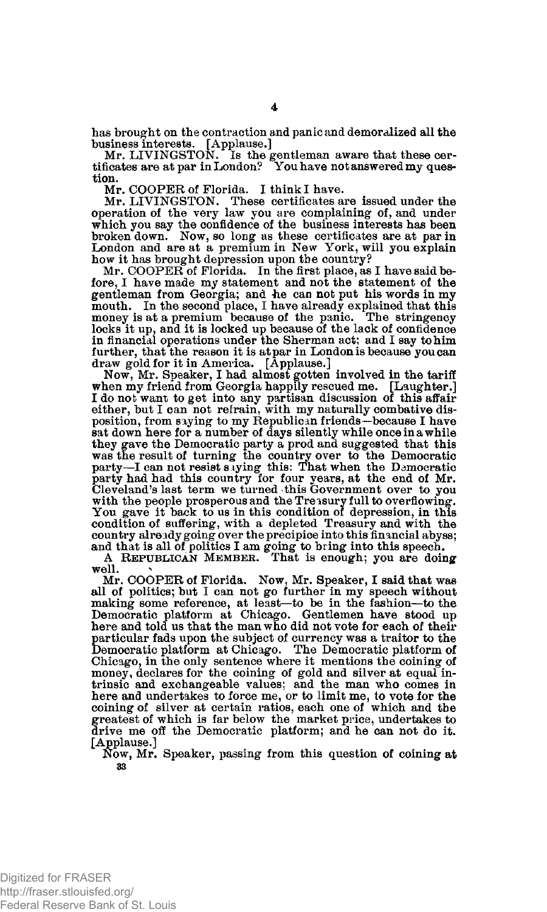has brought on the contraction and panic and demoralized all the business interests. [Applause.]

Mr. LIVINGSTON. Is the gentleman aware that these certificates are at par in London? You have not answered my question.

Mr. COOPER of Florida. I think I have.

Mr. LIVINGSTON. These certificates are issued under the operation of the very law you are complaining of, and under which you say the confidence of the business interests has been broken down. Now, so long as these certificates are at par in London and are at a premium in New York, will you explain how it has brought depression upon the country?

Mr. COOPER of Florida. In the first place, as I have said before, I have made my statement and not the statement of the gentleman from Georgia; and he can not put his words in my mouth. In the second place, I have already explained that this money is at a premium because of the panic. The stringency locks it up, and it is locked up because of the lack of confidence in financial operations under the Sherman act; and I say to him further, that the reason it is at par in London is because you can draw gold for it in America. [Applause.]

Now, Mr. Speaker, I had almost gotten involved in the tariff when my friend from Georgia happily rescued me. [Laughter.] I do not want to get into any partisan discussion of this affair either, but I can not refrain, with my naturally combative disposition, from saying to my Republican friends—because I have sat down here for a number of days silently while once in a while they gave the Democratic party a prod and suggested that this was the result of turning the country over to the Democratic party—I can not resist saying this: That when the Democratic party had had this country for four years, at the end of Mr. Cleveland's last term we turned this Government over to you with the people prosperous and the Treasury full to overflowing. You gave it back to us in this condition of depression, in this condition of suffering, with a depleted Treasury and with the country already going over the precipice into this financial abyss; and that is all of politics I am going to bring into this speech.

A REPUBLICAN MEMBER. That is enough; you are doing well.

Mr. COOPER of Florida. Now, Mr. Speaker, I said that was all of politics; but I can not go further in my speech without making some reference, at least—to be in the fashion—to the Democratic platform at Chicago. Gentlemen have stood up here and told us that the man who did not vote for each of their particular fads upon the subject of currency was a traitor to the Democratic platform at Chicago. The Democratic platform of Chicago, in the only sentence where it mentions the coining of money, declares for the coining of gold and silver at equal intrinsic and exchangeable values; and the man who comes in here and undertakes to force me, or to limit me, to vote for the coining of silver at certain ratios, each one of which and the greatest of which is far below the market price, undertakes to drive me off the Democratic platform; and he can not do it. [Applause.]

Now, Mr. Speaker, passing from this question of coining at

33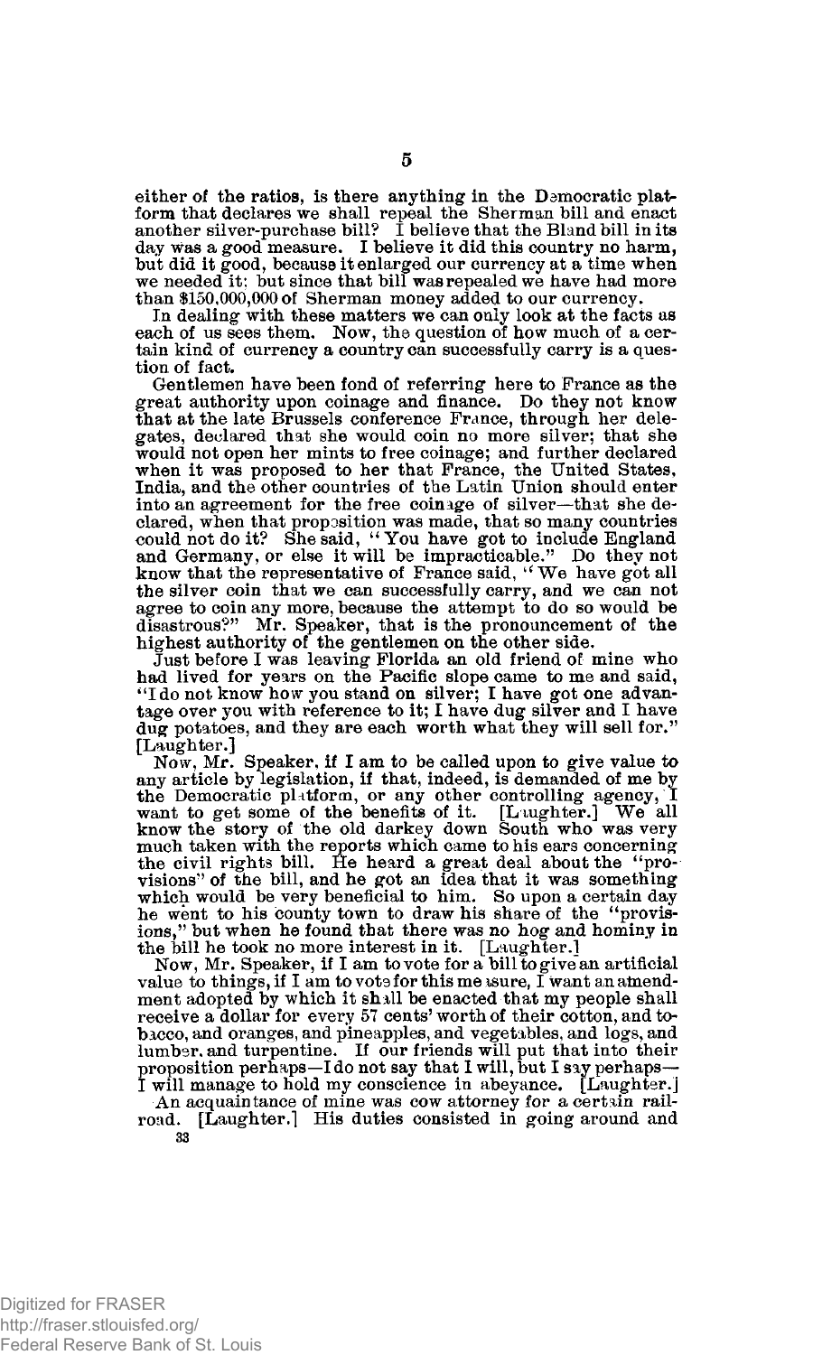either of the ratios, is there anything in the Democratic platform that declares we shall repeal the Sherman bill and enact another silver-purchase bill? I believe that the Bland bill in its day was a good measure. I believe it did this country no harm, but did it good, because it enlarged our currency at a time when we needed it; but since that bill was repealed we have had more than $150,000,000 of Sherman money added to our currency.

In dealing with these matters we can only look at the facts as each of us sees them. Now, the question of how much of a certain kind of currency a country can successfully carry is a question of fact.

Gentlemen have been fond of referring here to France as the great authority upon coinage and finance. Do they not know that at the late Brussels conference France, through her delegates, declared that she would coin no more silver; that she would not open her mints to free coinage; and further declared when it was proposed to her that France, the United States, India, and the other countries of the Latin Union should enter into an agreement for the free coinage of silver—that she declared, when that proposition was made, that so many countries could not do it? She said, "You have got to include England and Germany, or else it will be impracticable." Do they not know that the representative of France said, "We have got all the silver coin that we can successfully carry, and we can not agree to coin any more, because the attempt to do so would be disastrous?" Mr. Speaker, that is the pronouncement of the highest authority of the gentlemen on the other side.

Just before I was leaving Florida an old friend of mine who had lived for years on the Pacific slope came to me and said, "I do not know how you stand on silver; I have got one advantage over you with reference to it; I have dug silver and I have dug potatoes, and they are each worth what they will sell for." [Laughter.]

Now, Mr. Speaker, if I am to be called upon to give value to any article by legislation, if that, indeed, is demanded of me by the Democratic platform, or any other controlling agency, I want to get some of the benefits of it. [Laughter.] We all know the story of the old darkey down South who was very much taken with the reports which came to his ears concerning the civil rights bill. He heard a great deal about the "provisions" of the bill, and he got an idea that it was something which would be very beneficial to him. So upon a certain day he went to his county town to draw his share of the "provisions," but when he found that there was no hog and hominy in the bill he took no more interest in it. [Laughter.]

Now, Mr. Speaker, if I am to vote for a bill to give an artificial value to things, if I am to vote for this measure, I want an amendment adopted by which it shall be enacted that my people shall receive a dollar for every 57 cents' worth of their cotton, and tobacco, and oranges, and pineapples, and vegetables, and logs, and lumber, and turpentine. If our friends will put that into their proposition perhaps—I do not say that I will, but I say perhaps—I will manage to hold my conscience in abeyance. [Laughter.]

An acquaintance of mine was cow attorney for a certain railroad. [Laughter.] His duties consisted in going around and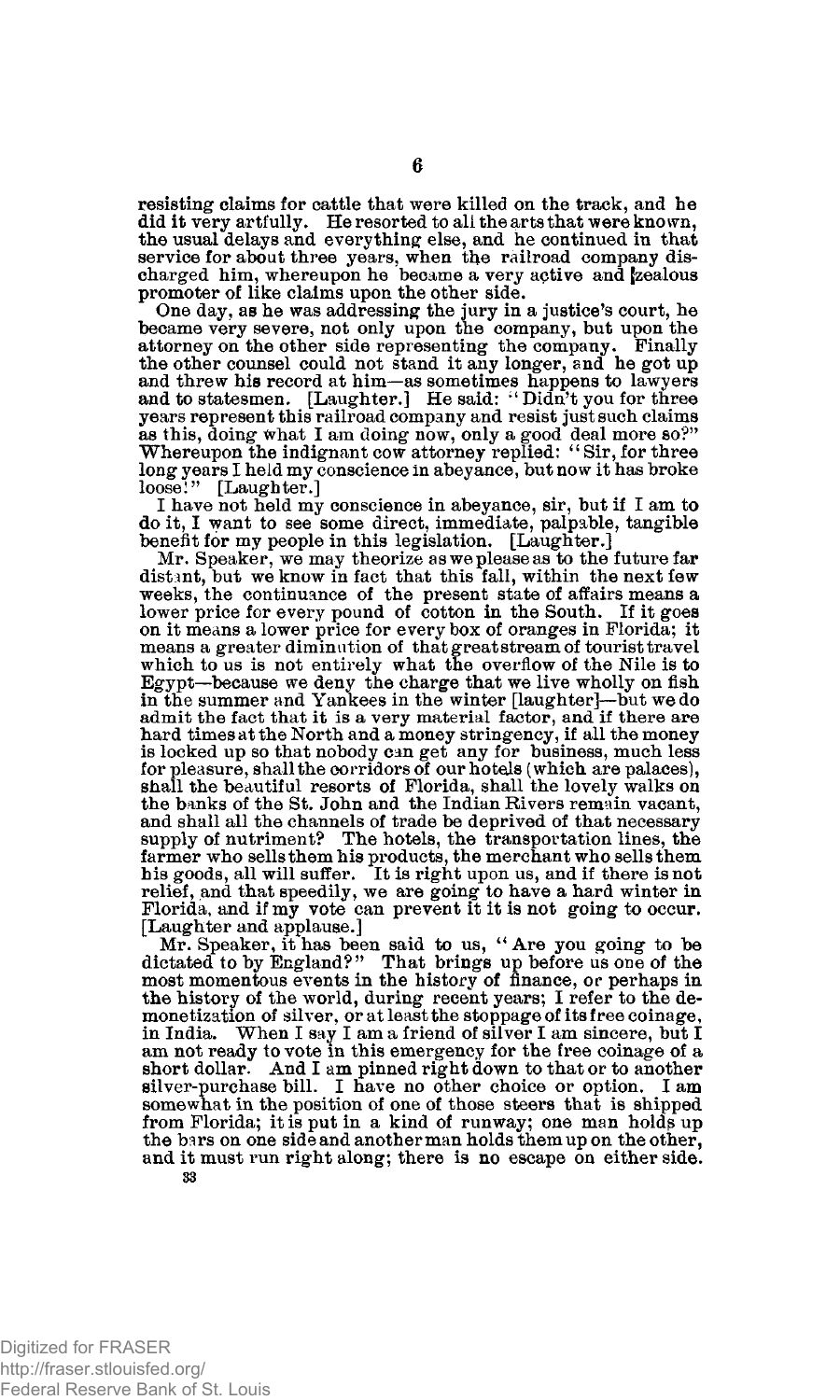resisting claims for cattle that were killed on the track, and he did it very artfully. He resorted to all the arts that were known, the usual delays and everything else, and he continued in that service for about three years, when the railroad company discharged him, whereupon he became a very active and zealous promoter of like claims upon the other side.

One day, as he was addressing the jury in a justice's court, he became very severe, not only upon the company, but upon the attorney on the other side representing the company. Finally the other counsel could not stand it any longer, and he got up and threw his record at him—as sometimes happens to lawyers and to statesmen. [Laughter.] He said: "Didn't you for three years represent this railroad company and resist just such claims as this, doing what I am doing now, only a good deal more so?" Whereupon the indignant cow attorney replied: "Sir, for three long years I held my conscience in abeyance, but now it has broke loose!" [Laughter.]

I have not held my conscience in abeyance, sir, but if I am to do it, I want to see some direct, immediate, palpable, tangible benefit for my people in this legislation. [Laughter.]

Mr. Speaker, we may theorize as we please as to the future far distant, but we know in fact that this fall, within the next few weeks, the continuance of the present state of affairs means a lower price for every pound of cotton in the South. If it goes on it means a lower price for every box of oranges in Florida; it means a greater diminution of that great stream of tourist travel which to us is not entirely what the overflow of the Nile is to Egypt—because we deny the charge that we live wholly on fish in the summer and Yankees in the winter [laughter]—but we do admit the fact that it is a very material factor, and if there are hard times at the North and a money stringency, if all the money is locked up so that nobody can get any for business, much less for pleasure, shall the corridors of our hotels (which are palaces), shall the beautiful resorts of Florida, shall the lovely walks on the banks of the St. John and the Indian Rivers remain vacant, and shall all the channels of trade be deprived of that necessary supply of nutriment? The hotels, the transportation lines, the farmer who sells them his products, the merchant who sells them his goods, all will suffer. It is right upon us, and if there is not relief, and that speedily, we are going to have a hard winter in Florida, and if my vote can prevent it it is not going to occur. [Laughter and applause.]

Mr. Speaker, it has been said to us, "Are you going to be dictated to by England?" That brings up before us one of the most momentous events in the history of finance, or perhaps in the history of the world, during recent years; I refer to the demonetization of silver, or at least the stoppage of its free coinage, in India. When I say I am a friend of silver I am sincere, but I am not ready to vote in this emergency for the free coinage of a short dollar. And I am pinned right down to that or to another silver-purchase bill. I have no other choice or option. I am somewhat in the position of one of those steers that is shipped from Florida; it is put in a kind of runway; one man holds up the bars on one side and another man holds them up on the other, and it must run right along; there is no escape on either side.

33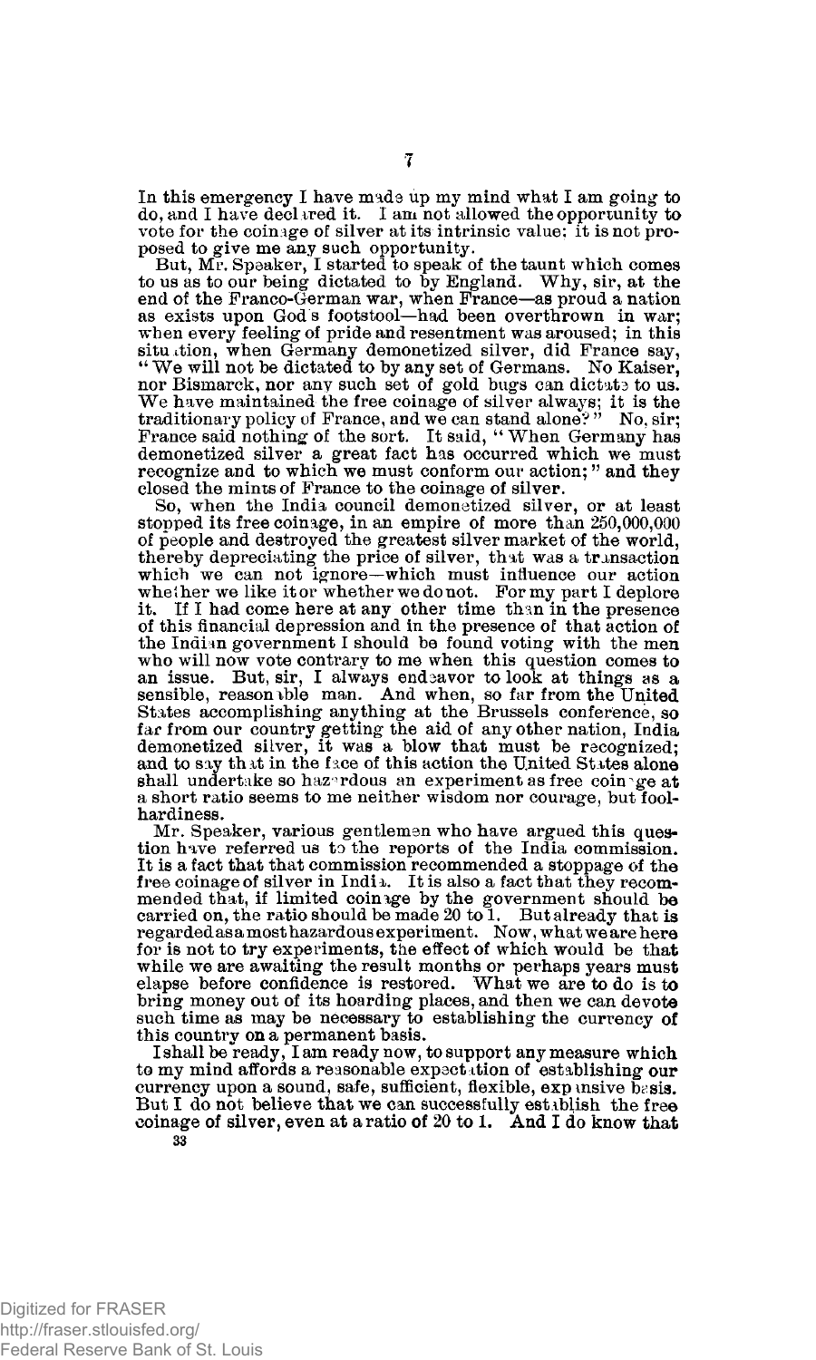In this emergency I have made up my mind what I am going to do, and I have declared it. I am not allowed the opportunity to vote for the coinage of silver at its intrinsic value; it is not proposed to give me any such opportunity.

But, Mr. Speaker, I started to speak of the taunt which comes to us as to our being dictated to by England. Why, sir, at the end of the Franco-German war, when France—as proud a nation as exists upon God's footstool—had been overthrown in war; when every feeling of pride and resentment was aroused; in this situation, when Germany demonetized silver, did France say, "We will not be dictated to by any set of Germans. No Kaiser, nor Bismarck, nor any such set of gold bugs can dictate to us. We have maintained the free coinage of silver always; it is the traditionary policy of France, and we can stand alone?" No, sir; France said nothing of the sort. It said, "When Germany has demonetized silver a great fact has occurred which we must recognize and to which we must conform our action;" and they closed the mints of France to the coinage of silver.

So, when the India council demonetized silver, or at least stopped its free coinage, in an empire of more than 250,000,000 of people and destroyed the greatest silver market of the world, thereby depreciating the price of silver, that was a transaction which we can not ignore—which must influence our action whether we like it or whether we do not. For my part I deplore it. If I had come here at any other time than in the presence of this financial depression and in the presence of that action of the Indian government I should be found voting with the men who will now vote contrary to me when this question comes to an issue. But, sir, I always endeavor to look at things as a sensible, reasonable man. And when, so far from the United States accomplishing anything at the Brussels conference, so far from our country getting the aid of any other nation, India demonetized silver, it was a blow that must be recognized; and to say that in the face of this action the United States alone shall undertake so hazardous an experiment as free coinage at a short ratio seems to me neither wisdom nor courage, but foolhardiness.

Mr. Speaker, various gentlemen who have argued this question have referred us to the reports of the India commission. It is a fact that that commission recommended a stoppage of the free coinage of silver in India. It is also a fact that they recommended that, if limited coinage by the government should be carried on, the ratio should be made 20 to 1. But already that is regarded as a most hazardous experiment. Now, what we are here for is not to try experiments, the effect of which would be that while we are awaiting the result months or perhaps years must elapse before confidence is restored. What we are to do is to bring money out of its hoarding places, and then we can devote such time as may be necessary to establishing the currency of this country on a permanent basis.

I shall be ready, I am ready now, to support any measure which to my mind affords a reasonable expectation of establishing our currency upon a sound, safe, sufficient, flexible, expansive basis. But I do not believe that we can successfully establish the free coinage of silver, even at a ratio of 20 to 1. And I do know that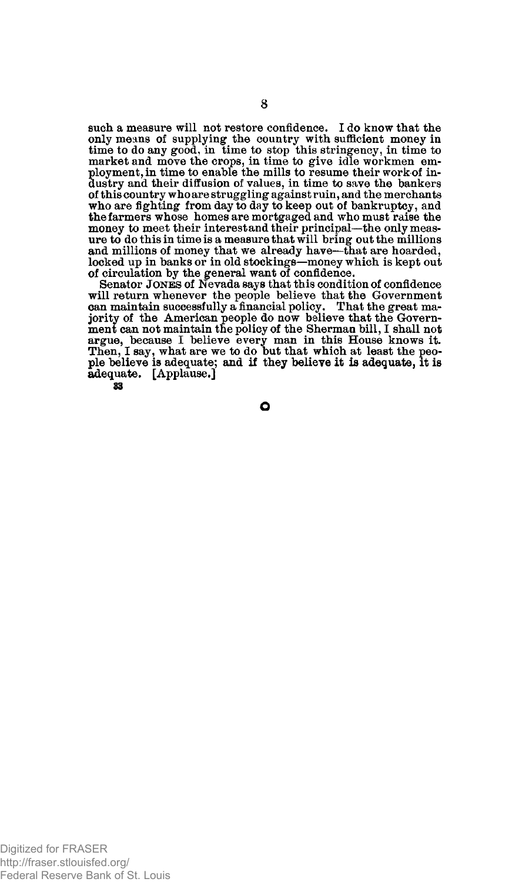such a measure will not restore confidence. I do know that the only means of supplying the country with sufficient money in time to do any good, in time to stop this stringency, in time to market and move the crops, in time to give idle workmen employment, in time to enable the mills to resume their work of industry and their diffusion of values, in time to save the bankers of this country who are struggling against ruin, and the merchants who are fighting from day to day to keep out of bankruptcy, and the farmers whose homes are mortgaged and who must raise the money to meet their interest and their principal—the only measure to do this in time is a measure that will bring out the millions and millions of money that we already have—that are hoarded, locked up in banks or in old stockings—money which is kept out of circulation by the general want of confidence.

Senator JONES of Nevada says that this condition of confidence will return whenever the people believe that the Government can maintain successfully a financial policy. That the great majority of the American people do now believe that the Government can not maintain the policy of the Sherman bill, I shall not argue, because I believe every man in this House knows it. Then, I say, what are we to do but that which at least the people believe is adequate; and if they believe it is adequate, it is adequate. [Applause.]

33